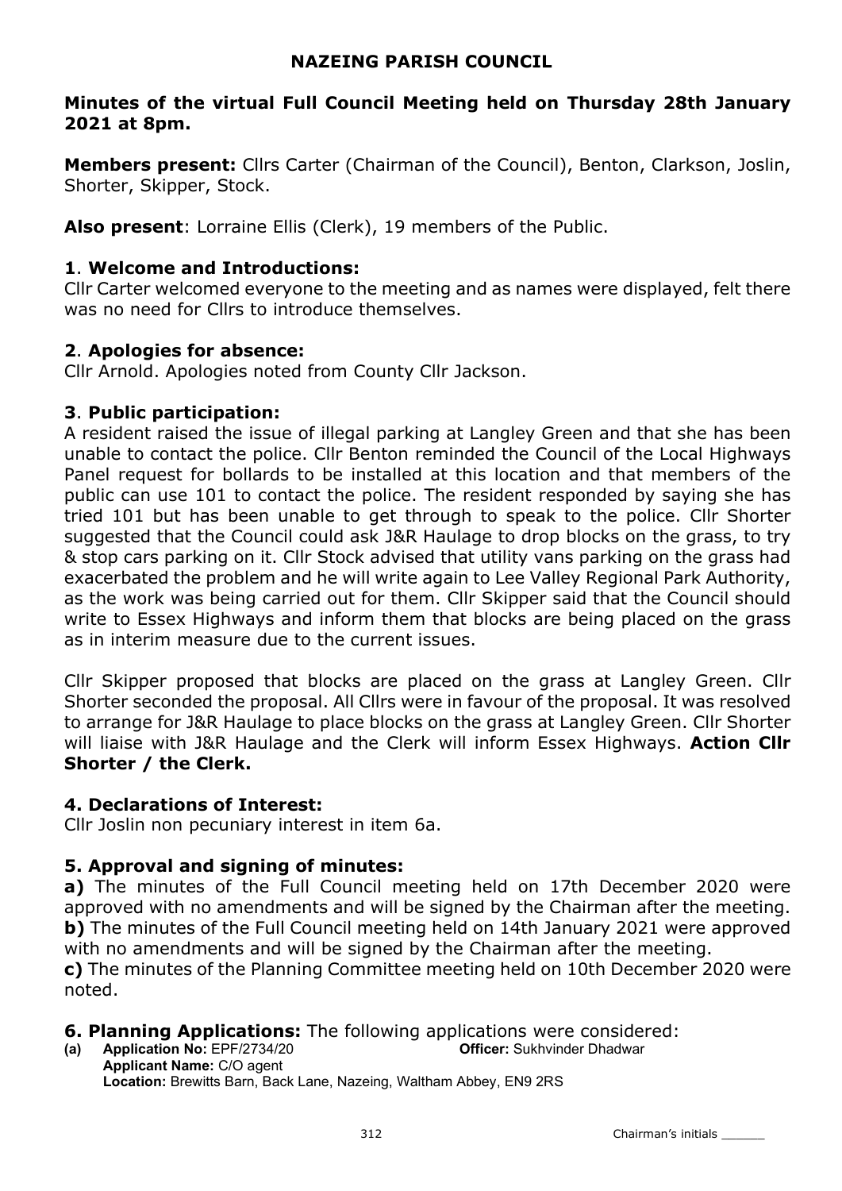# NAZEING PARISH COUNCIL

## Minutes of the virtual Full Council Meeting held on Thursday 28th January 2021 at 8pm.

**Members present:** Cllrs Carter (Chairman of the Council), Benton, Clarkson, Joslin, Shorter, Skipper, Stock.

**Also present**: Lorraine Ellis (Clerk), 19 members of the Public.

### 1. Welcome and Introductions:

Cllr Carter welcomed everyone to the meeting and as names were displayed, felt there was no need for Cllrs to introduce themselves.

### 2. Apologies for absence:

Cllr Arnold. Apologies noted from County Cllr Jackson.

### 3. Public participation:

A resident raised the issue of illegal parking at Langley Green and that she has been unable to contact the police. Cllr Benton reminded the Council of the Local Highways Panel request for bollards to be installed at this location and that members of the public can use 101 to contact the police. The resident responded by saying she has tried 101 but has been unable to get through to speak to the police. Cllr Shorter suggested that the Council could ask J&R Haulage to drop blocks on the grass, to try & stop cars parking on it. Cllr Stock advised that utility vans parking on the grass had exacerbated the problem and he will write again to Lee Valley Regional Park Authority, as the work was being carried out for them. Cllr Skipper said that the Council should write to Essex Highways and inform them that blocks are being placed on the grass as in interim measure due to the current issues.

Cllr Skipper proposed that blocks are placed on the grass at Langley Green. Cllr Shorter seconded the proposal. All Cllrs were in favour of the proposal. It was resolved to arrange for J&R Haulage to place blocks on the grass at Langley Green. Cllr Shorter will liaise with J&R Haulage and the Clerk will inform Essex Highways. **Action Cllr Shorter / the Clerk.**

### 4. Declarations of Interest:

Cllr Joslin non pecuniary interest in item 6a.

### 5. Approval and signing of minutes:

**a)** The minutes of the Full Council meeting held on 17th December 2020 were approved with no amendments and will be signed by the Chairman after the meeting.
**b)** The minutes of the Full Council meeting held on 14th January 2021 were approved with no amendments and will be signed by the Chairman after the meeting.
**c)** The minutes of the Planning Committee meeting held on 10th December 2020 were noted.

### 6. Planning Applications: The following applications were considered:

**(a) Application No:** EPF/2734/20 **Officer:** Sukhvinder Dhadwar
**Applicant Name:** C/O agent
**Location:** Brewitts Barn, Back Lane, Nazeing, Waltham Abbey, EN9 2RS

Chairman's initials ______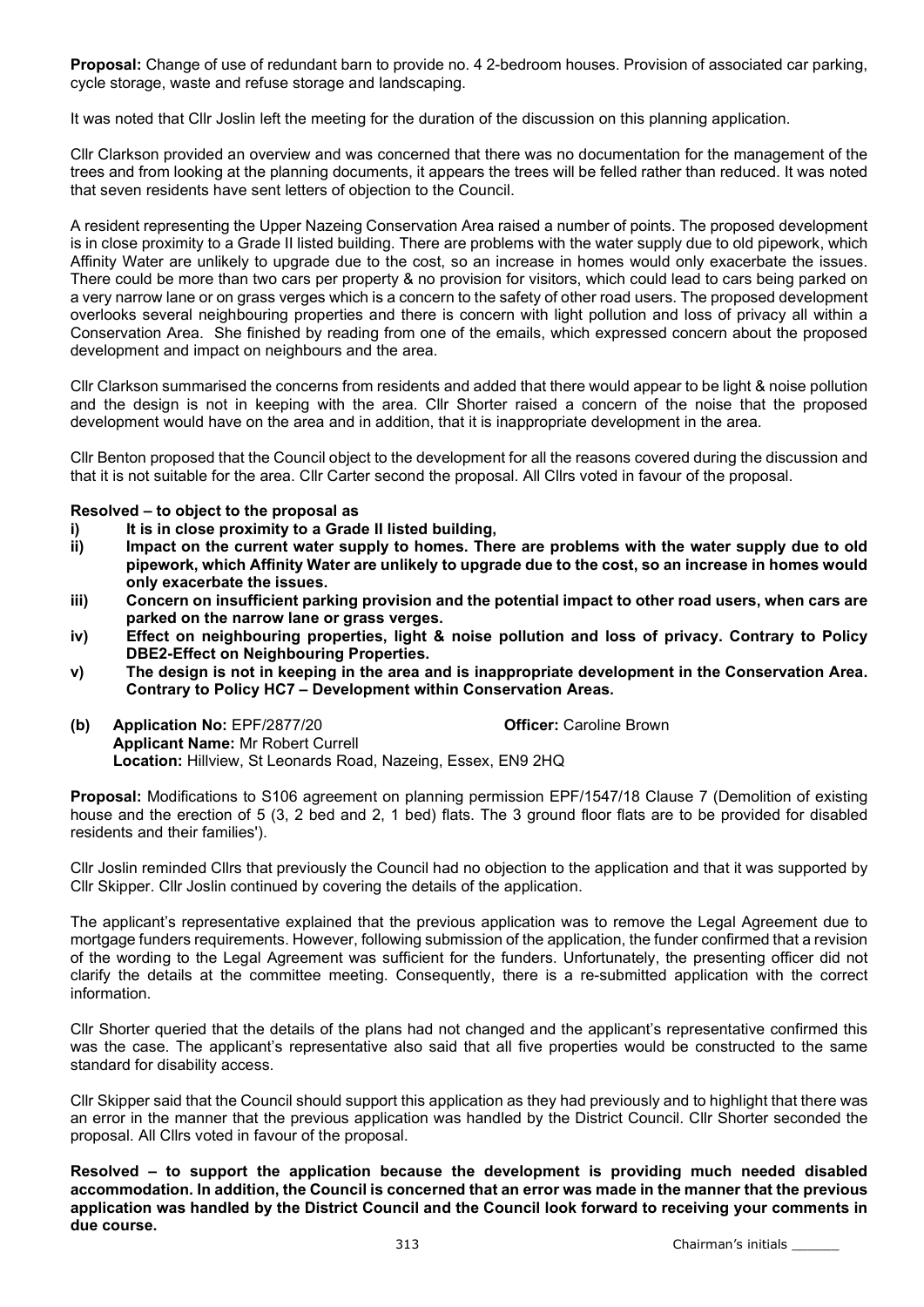**Proposal:** Change of use of redundant barn to provide no. 4 2-bedroom houses. Provision of associated car parking, cycle storage, waste and refuse storage and landscaping.

It was noted that Cllr Joslin left the meeting for the duration of the discussion on this planning application.

Cllr Clarkson provided an overview and was concerned that there was no documentation for the management of the trees and from looking at the planning documents, it appears the trees will be felled rather than reduced. It was noted that seven residents have sent letters of objection to the Council.

A resident representing the Upper Nazeing Conservation Area raised a number of points. The proposed development is in close proximity to a Grade II listed building. There are problems with the water supply due to old pipework, which Affinity Water are unlikely to upgrade due to the cost, so an increase in homes would only exacerbate the issues. There could be more than two cars per property & no provision for visitors, which could lead to cars being parked on a very narrow lane or on grass verges which is a concern to the safety of other road users. The proposed development overlooks several neighbouring properties and there is concern with light pollution and loss of privacy all within a Conservation Area. She finished by reading from one of the emails, which expressed concern about the proposed development and impact on neighbours and the area.

Cllr Clarkson summarised the concerns from residents and added that there would appear to be light & noise pollution and the design is not in keeping with the area. Cllr Shorter raised a concern of the noise that the proposed development would have on the area and in addition, that it is inappropriate development in the area.

Cllr Benton proposed that the Council object to the development for all the reasons covered during the discussion and that it is not suitable for the area. Cllr Carter second the proposal. All Cllrs voted in favour of the proposal.

**Resolved – to object to the proposal as**

**i) It is in close proximity to a Grade II listed building,**

**ii) Impact on the current water supply to homes. There are problems with the water supply due to old pipework, which Affinity Water are unlikely to upgrade due to the cost, so an increase in homes would only exacerbate the issues.**

**iii) Concern on insufficient parking provision and the potential impact to other road users, when cars are parked on the narrow lane or grass verges.**

**iv) Effect on neighbouring properties, light & noise pollution and loss of privacy. Contrary to Policy DBE2-Effect on Neighbouring Properties.**

**v) The design is not in keeping in the area and is inappropriate development in the Conservation Area. Contrary to Policy HC7 – Development within Conservation Areas.**

**(b) Application No:** EPF/2877/20 **Officer:** Caroline Brown
**Applicant Name:** Mr Robert Currell
**Location:** Hillview, St Leonards Road, Nazeing, Essex, EN9 2HQ

**Proposal:** Modifications to S106 agreement on planning permission EPF/1547/18 Clause 7 (Demolition of existing house and the erection of 5 (3, 2 bed and 2, 1 bed) flats. The 3 ground floor flats are to be provided for disabled residents and their families').

Cllr Joslin reminded Cllrs that previously the Council had no objection to the application and that it was supported by Cllr Skipper. Cllr Joslin continued by covering the details of the application.

The applicant's representative explained that the previous application was to remove the Legal Agreement due to mortgage funders requirements. However, following submission of the application, the funder confirmed that a revision of the wording to the Legal Agreement was sufficient for the funders. Unfortunately, the presenting officer did not clarify the details at the committee meeting. Consequently, there is a re-submitted application with the correct information.

Cllr Shorter queried that the details of the plans had not changed and the applicant's representative confirmed this was the case. The applicant's representative also said that all five properties would be constructed to the same standard for disability access.

Cllr Skipper said that the Council should support this application as they had previously and to highlight that there was an error in the manner that the previous application was handled by the District Council. Cllr Shorter seconded the proposal. All Cllrs voted in favour of the proposal.

**Resolved – to support the application because the development is providing much needed disabled accommodation. In addition, the Council is concerned that an error was made in the manner that the previous application was handled by the District Council and the Council look forward to receiving your comments in due course.**

Chairman's initials ______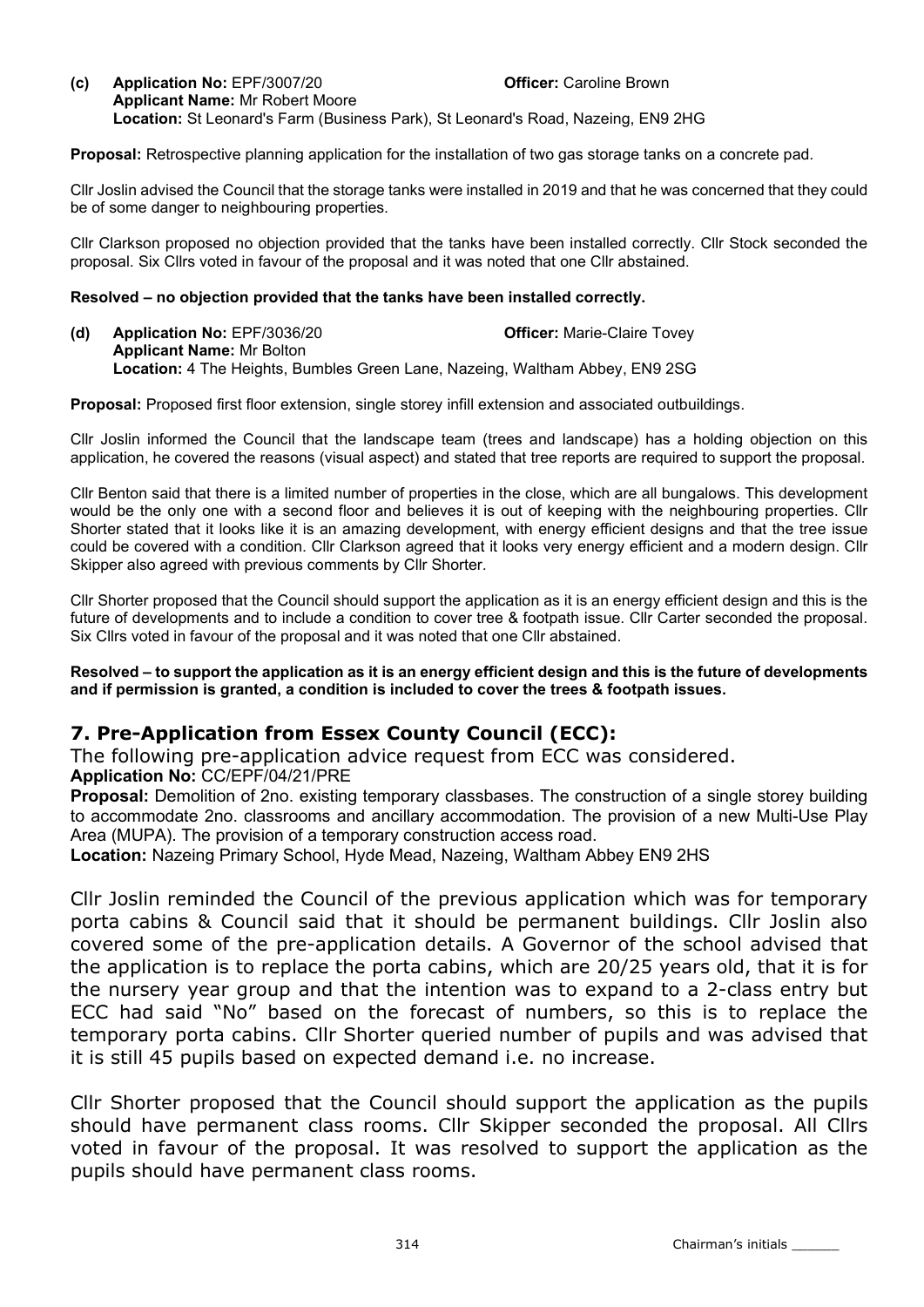**(c) Application No:** EPF/3007/20 **Officer:** Caroline Brown
**Applicant Name:** Mr Robert Moore
**Location:** St Leonard's Farm (Business Park), St Leonard's Road, Nazeing, EN9 2HG

**Proposal:** Retrospective planning application for the installation of two gas storage tanks on a concrete pad.

Cllr Joslin advised the Council that the storage tanks were installed in 2019 and that he was concerned that they could be of some danger to neighbouring properties.

Cllr Clarkson proposed no objection provided that the tanks have been installed correctly. Cllr Stock seconded the proposal. Six Cllrs voted in favour of the proposal and it was noted that one Cllr abstained.

**Resolved – no objection provided that the tanks have been installed correctly.**

**(d) Application No:** EPF/3036/20 **Officer:** Marie-Claire Tovey
**Applicant Name:** Mr Bolton
**Location:** 4 The Heights, Bumbles Green Lane, Nazeing, Waltham Abbey, EN9 2SG

**Proposal:** Proposed first floor extension, single storey infill extension and associated outbuildings.

Cllr Joslin informed the Council that the landscape team (trees and landscape) has a holding objection on this application, he covered the reasons (visual aspect) and stated that tree reports are required to support the proposal.

Cllr Benton said that there is a limited number of properties in the close, which are all bungalows. This development would be the only one with a second floor and believes it is out of keeping with the neighbouring properties. Cllr Shorter stated that it looks like it is an amazing development, with energy efficient designs and that the tree issue could be covered with a condition. Cllr Clarkson agreed that it looks very energy efficient and a modern design. Cllr Skipper also agreed with previous comments by Cllr Shorter.

Cllr Shorter proposed that the Council should support the application as it is an energy efficient design and this is the future of developments and to include a condition to cover tree & footpath issue. Cllr Carter seconded the proposal. Six Cllrs voted in favour of the proposal and it was noted that one Cllr abstained.

**Resolved – to support the application as it is an energy efficient design and this is the future of developments and if permission is granted, a condition is included to cover the trees & footpath issues.**

## 7. Pre-Application from Essex County Council (ECC):

The following pre-application advice request from ECC was considered.

**Application No:** CC/EPF/04/21/PRE

**Proposal:** Demolition of 2no. existing temporary classbases. The construction of a single storey building to accommodate 2no. classrooms and ancillary accommodation. The provision of a new Multi-Use Play Area (MUPA). The provision of a temporary construction access road.

**Location:** Nazeing Primary School, Hyde Mead, Nazeing, Waltham Abbey EN9 2HS

Cllr Joslin reminded the Council of the previous application which was for temporary porta cabins & Council said that it should be permanent buildings. Cllr Joslin also covered some of the pre-application details. A Governor of the school advised that the application is to replace the porta cabins, which are 20/25 years old, that it is for the nursery year group and that the intention was to expand to a 2-class entry but ECC had said "No" based on the forecast of numbers, so this is to replace the temporary porta cabins. Cllr Shorter queried number of pupils and was advised that it is still 45 pupils based on expected demand i.e. no increase.

Cllr Shorter proposed that the Council should support the application as the pupils should have permanent class rooms. Cllr Skipper seconded the proposal. All Cllrs voted in favour of the proposal. It was resolved to support the application as the pupils should have permanent class rooms.

Chairman's initials ______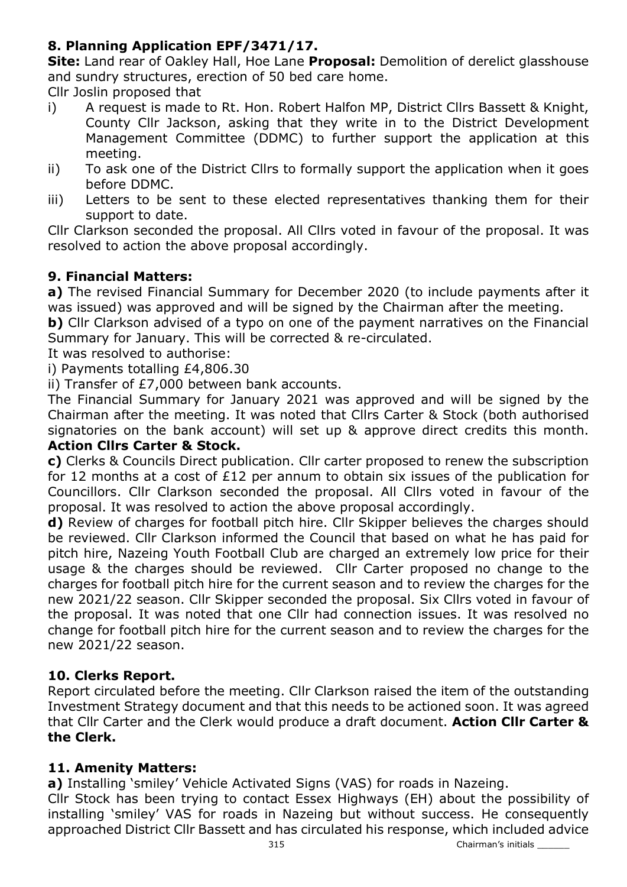**8. Planning Application EPF/3471/17.**

**Site:** Land rear of Oakley Hall, Hoe Lane **Proposal:** Demolition of derelict glasshouse and sundry structures, erection of 50 bed care home.

Cllr Joslin proposed that

i) A request is made to Rt. Hon. Robert Halfon MP, District Cllrs Bassett & Knight, County Cllr Jackson, asking that they write in to the District Development Management Committee (DDMC) to further support the application at this meeting.

ii) To ask one of the District Cllrs to formally support the application when it goes before DDMC.

iii) Letters to be sent to these elected representatives thanking them for their support to date.

Cllr Clarkson seconded the proposal. All Cllrs voted in favour of the proposal. It was resolved to action the above proposal accordingly.

**9. Financial Matters:**

**a)** The revised Financial Summary for December 2020 (to include payments after it was issued) was approved and will be signed by the Chairman after the meeting.

**b)** Cllr Clarkson advised of a typo on one of the payment narratives on the Financial Summary for January. This will be corrected & re-circulated.

It was resolved to authorise:

i) Payments totalling £4,806.30

ii) Transfer of £7,000 between bank accounts.

The Financial Summary for January 2021 was approved and will be signed by the Chairman after the meeting. It was noted that Cllrs Carter & Stock (both authorised signatories on the bank account) will set up & approve direct credits this month. **Action Cllrs Carter & Stock.**

**c)** Clerks & Councils Direct publication. Cllr carter proposed to renew the subscription for 12 months at a cost of £12 per annum to obtain six issues of the publication for Councillors. Cllr Clarkson seconded the proposal. All Cllrs voted in favour of the proposal. It was resolved to action the above proposal accordingly.

**d)** Review of charges for football pitch hire. Cllr Skipper believes the charges should be reviewed. Cllr Clarkson informed the Council that based on what he has paid for pitch hire, Nazeing Youth Football Club are charged an extremely low price for their usage & the charges should be reviewed. Cllr Carter proposed no change to the charges for football pitch hire for the current season and to review the charges for the new 2021/22 season. Cllr Skipper seconded the proposal. Six Cllrs voted in favour of the proposal. It was noted that one Cllr had connection issues. It was resolved no change for football pitch hire for the current season and to review the charges for the new 2021/22 season.

**10. Clerks Report.**

Report circulated before the meeting. Cllr Clarkson raised the item of the outstanding Investment Strategy document and that this needs to be actioned soon. It was agreed that Cllr Carter and the Clerk would produce a draft document. **Action Cllr Carter & the Clerk.**

**11. Amenity Matters:**

**a)** Installing 'smiley' Vehicle Activated Signs (VAS) for roads in Nazeing.

Cllr Stock has been trying to contact Essex Highways (EH) about the possibility of installing 'smiley' VAS for roads in Nazeing but without success. He consequently approached District Cllr Bassett and has circulated his response, which included advice

Chairman's initials ______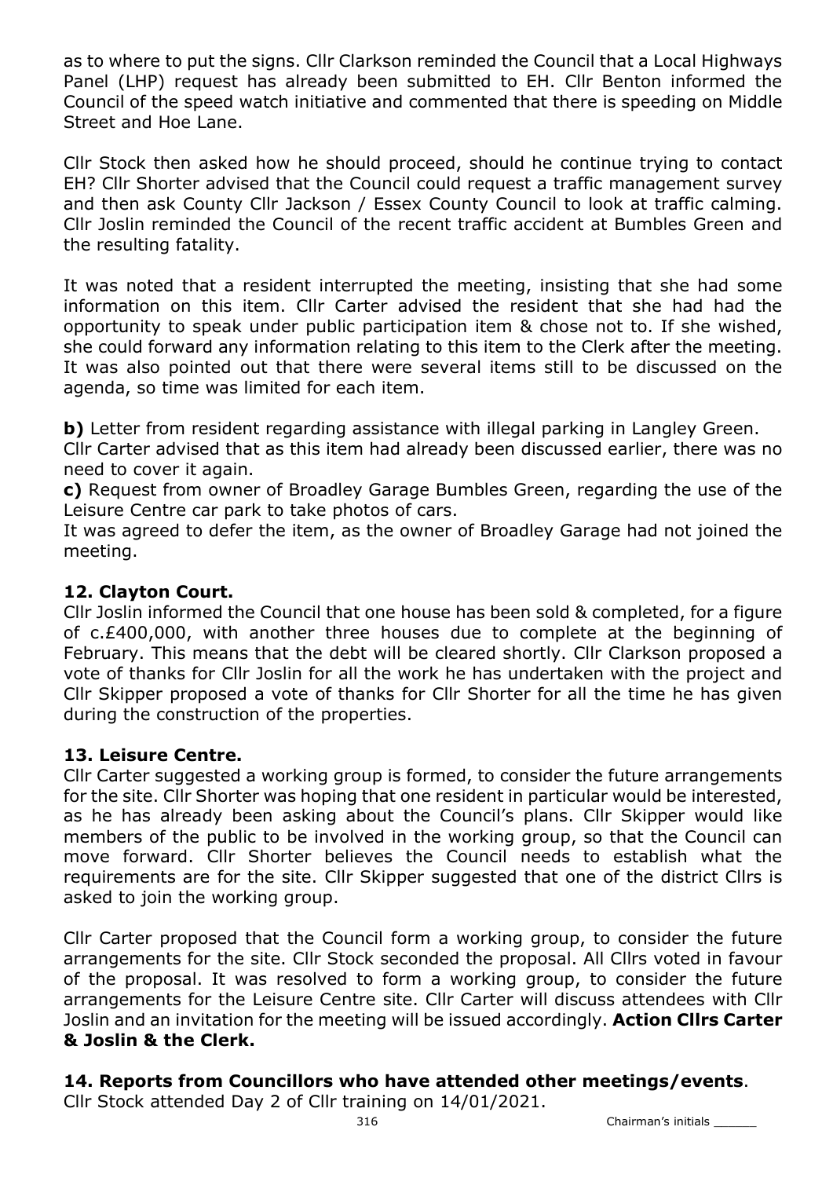as to where to put the signs. Cllr Clarkson reminded the Council that a Local Highways Panel (LHP) request has already been submitted to EH. Cllr Benton informed the Council of the speed watch initiative and commented that there is speeding on Middle Street and Hoe Lane.

Cllr Stock then asked how he should proceed, should he continue trying to contact EH? Cllr Shorter advised that the Council could request a traffic management survey and then ask County Cllr Jackson / Essex County Council to look at traffic calming. Cllr Joslin reminded the Council of the recent traffic accident at Bumbles Green and the resulting fatality.

It was noted that a resident interrupted the meeting, insisting that she had some information on this item. Cllr Carter advised the resident that she had had the opportunity to speak under public participation item & chose not to. If she wished, she could forward any information relating to this item to the Clerk after the meeting. It was also pointed out that there were several items still to be discussed on the agenda, so time was limited for each item.

**b)** Letter from resident regarding assistance with illegal parking in Langley Green.
Cllr Carter advised that as this item had already been discussed earlier, there was no need to cover it again.

**c)** Request from owner of Broadley Garage Bumbles Green, regarding the use of the Leisure Centre car park to take photos of cars.
It was agreed to defer the item, as the owner of Broadley Garage had not joined the meeting.

### 12. Clayton Court.

Cllr Joslin informed the Council that one house has been sold & completed, for a figure of c.£400,000, with another three houses due to complete at the beginning of February. This means that the debt will be cleared shortly. Cllr Clarkson proposed a vote of thanks for Cllr Joslin for all the work he has undertaken with the project and Cllr Skipper proposed a vote of thanks for Cllr Shorter for all the time he has given during the construction of the properties.

### 13. Leisure Centre.

Cllr Carter suggested a working group is formed, to consider the future arrangements for the site. Cllr Shorter was hoping that one resident in particular would be interested, as he has already been asking about the Council's plans. Cllr Skipper would like members of the public to be involved in the working group, so that the Council can move forward. Cllr Shorter believes the Council needs to establish what the requirements are for the site. Cllr Skipper suggested that one of the district Cllrs is asked to join the working group.

Cllr Carter proposed that the Council form a working group, to consider the future arrangements for the site. Cllr Stock seconded the proposal. All Cllrs voted in favour of the proposal. It was resolved to form a working group, to consider the future arrangements for the Leisure Centre site. Cllr Carter will discuss attendees with Cllr Joslin and an invitation for the meeting will be issued accordingly. **Action Cllrs Carter & Joslin & the Clerk.**

### 14. Reports from Councillors who have attended other meetings/events.

Cllr Stock attended Day 2 of Cllr training on 14/01/2021.

Chairman's initials ______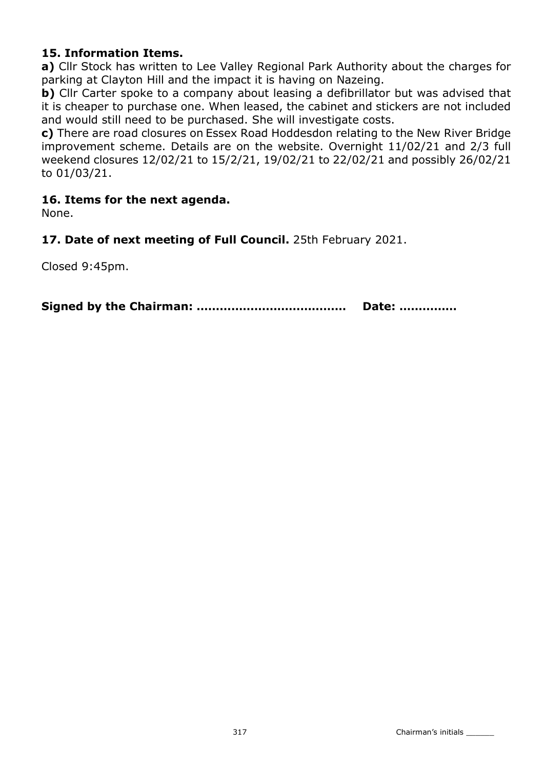### 15. Information Items.

**a)** Cllr Stock has written to Lee Valley Regional Park Authority about the charges for parking at Clayton Hill and the impact it is having on Nazeing.

**b)** Cllr Carter spoke to a company about leasing a defibrillator but was advised that it is cheaper to purchase one. When leased, the cabinet and stickers are not included and would still need to be purchased. She will investigate costs.

**c)** There are road closures on Essex Road Hoddesdon relating to the New River Bridge improvement scheme. Details are on the website. Overnight 11/02/21 and 2/3 full weekend closures 12/02/21 to 15/2/21, 19/02/21 to 22/02/21 and possibly 26/02/21 to 01/03/21.

### 16. Items for the next agenda.

None.

### 17. Date of next meeting of Full Council. 

25th February 2021.

Closed 9:45pm.

**Signed by the Chairman: ……………………………….. Date: ……………**

Chairman's initials ______